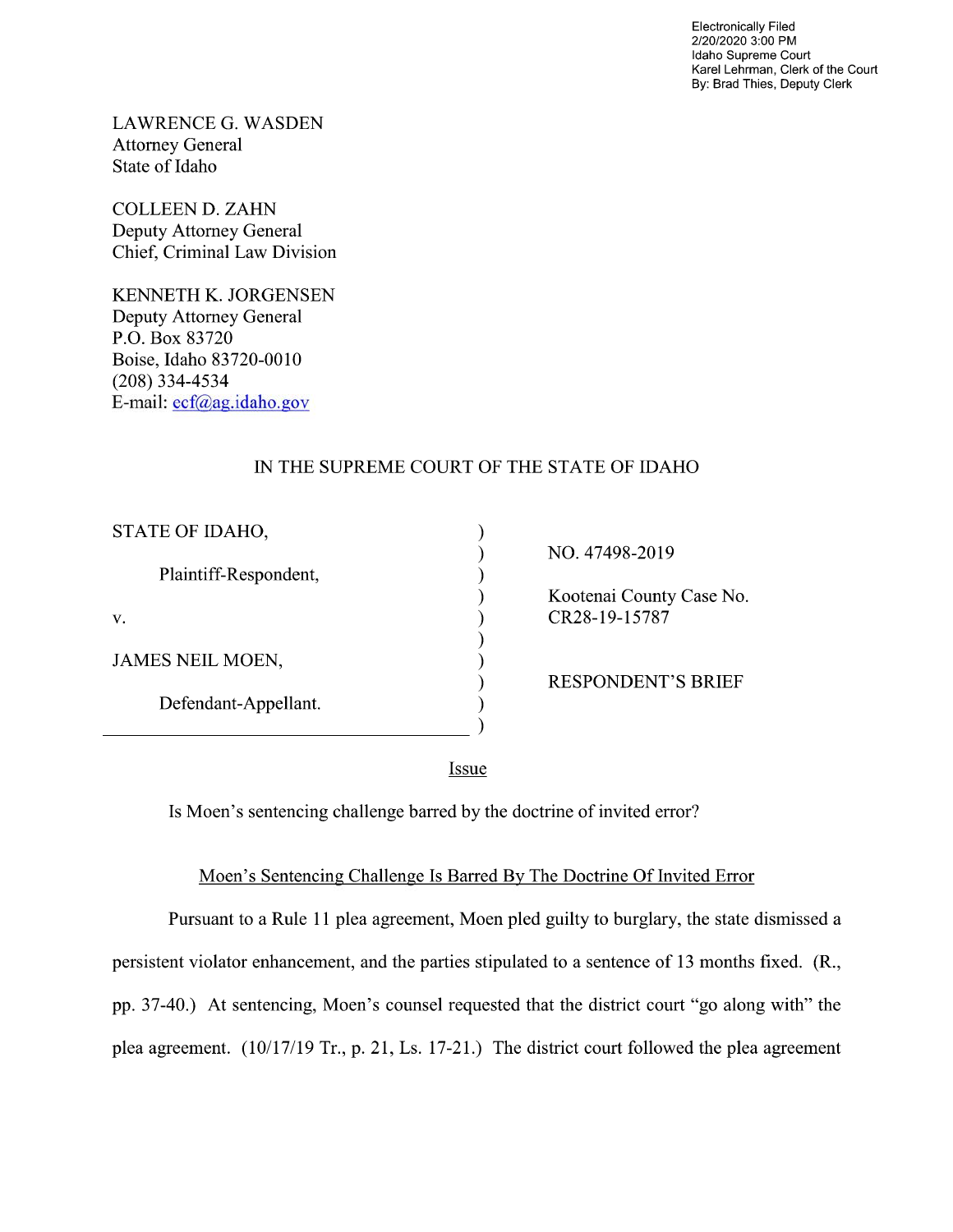Electronically Filed
2/20/2020 3:00 PM
Idaho Supreme Court
Karel Lehrman, Clerk of the Court
By: Brad Thies, Deputy Clerk

LAWRENCE G. WASDEN
Attorney General
State of Idaho

COLLEEN D. ZAHN
Deputy Attorney General
Chief, Criminal Law Division

KENNETH K. JORGENSEN
Deputy Attorney General
P.O. Box 83720
Boise, Idaho 83720-0010
(208) 334-4534
E-mail: ecf@ag.idaho.gov

IN THE SUPREME COURT OF THE STATE OF IDAHO

| | | |
|---|---|---|
| STATE OF IDAHO, | ) | NO. 47498-2019 |
| Plaintiff-Respondent, | ) | |
| | ) | Kootenai County Case No. |
| v. | ) | CR28-19-15787 |
| | ) | |
| JAMES NEIL MOEN, | ) | RESPONDENT'S BRIEF |
| Defendant-Appellant. | ) | |

<u>Issue</u>

Is Moen's sentencing challenge barred by the doctrine of invited error?

<u>Moen's Sentencing Challenge Is Barred By The Doctrine Of Invited Error</u>

Pursuant to a Rule 11 plea agreement, Moen pled guilty to burglary, the state dismissed a persistent violator enhancement, and the parties stipulated to a sentence of 13 months fixed. (R., pp. 37-40.) At sentencing, Moen's counsel requested that the district court "go along with" the plea agreement. (10/17/19 Tr., p. 21, Ls. 17-21.) The district court followed the plea agreement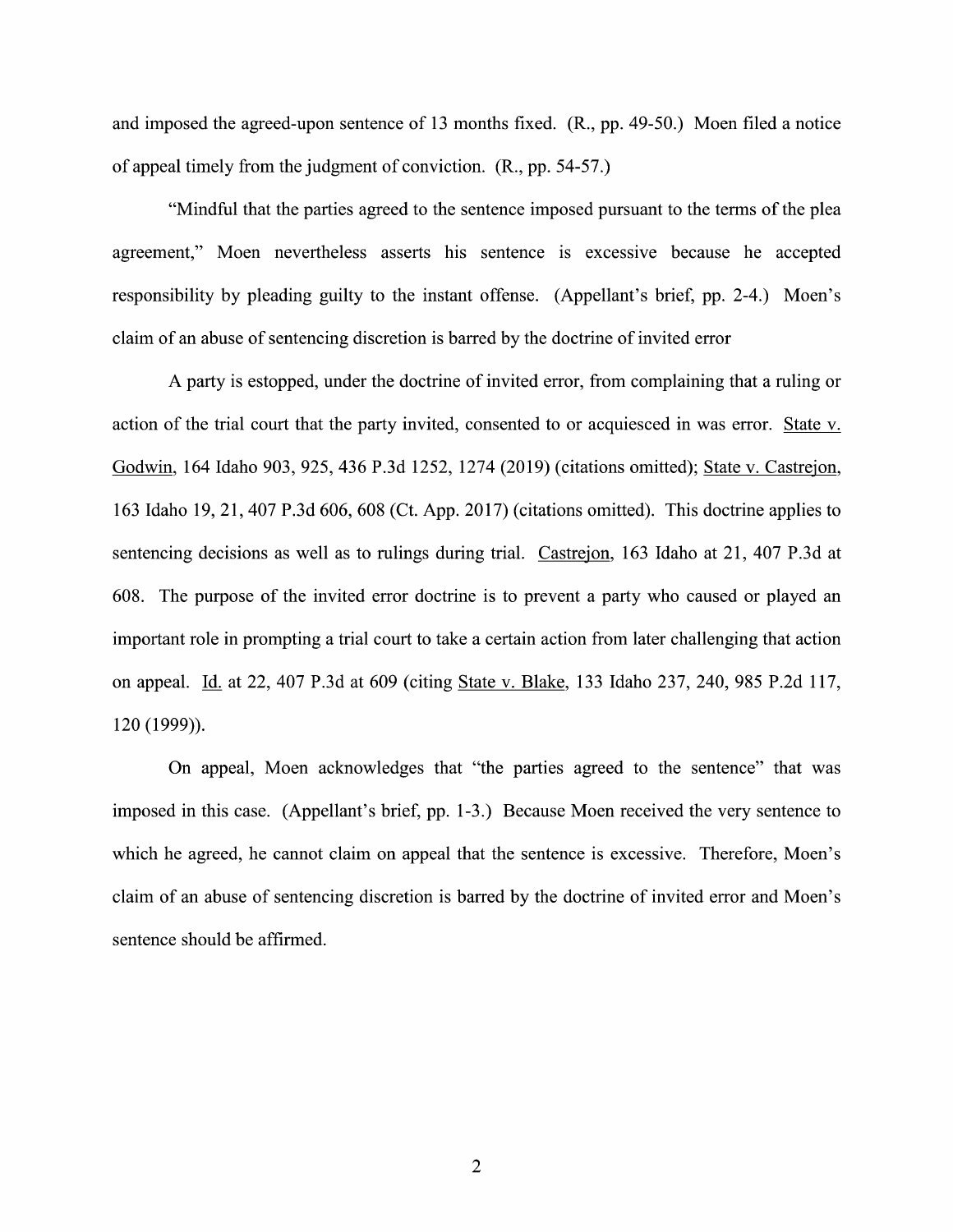and imposed the agreed-upon sentence of 13 months fixed. (R., pp. 49-50.) Moen filed a notice of appeal timely from the judgment of conviction. (R., pp. 54-57.)

"Mindful that the parties agreed to the sentence imposed pursuant to the terms of the plea agreement," Moen nevertheless asserts his sentence is excessive because he accepted responsibility by pleading guilty to the instant offense. (Appellant's brief, pp. 2-4.) Moen's claim of an abuse of sentencing discretion is barred by the doctrine of invited error

A party is estopped, under the doctrine of invited error, from complaining that a ruling or action of the trial court that the party invited, consented to or acquiesced in was error. State v. Godwin, 164 Idaho 903, 925, 436 P.3d 1252, 1274 (2019) (citations omitted); State v. Castrejon, 163 Idaho 19, 21, 407 P.3d 606, 608 (Ct. App. 2017) (citations omitted). This doctrine applies to sentencing decisions as well as to rulings during trial. Castrejon, 163 Idaho at 21, 407 P.3d at 608. The purpose of the invited error doctrine is to prevent a party who caused or played an important role in prompting a trial court to take a certain action from later challenging that action on appeal. Id. at 22, 407 P.3d at 609 (citing State v. Blake, 133 Idaho 237, 240, 985 P.2d 117, 120 (1999)).

On appeal, Moen acknowledges that "the parties agreed to the sentence" that was imposed in this case. (Appellant's brief, pp. 1-3.) Because Moen received the very sentence to which he agreed, he cannot claim on appeal that the sentence is excessive. Therefore, Moen's claim of an abuse of sentencing discretion is barred by the doctrine of invited error and Moen's sentence should be affirmed.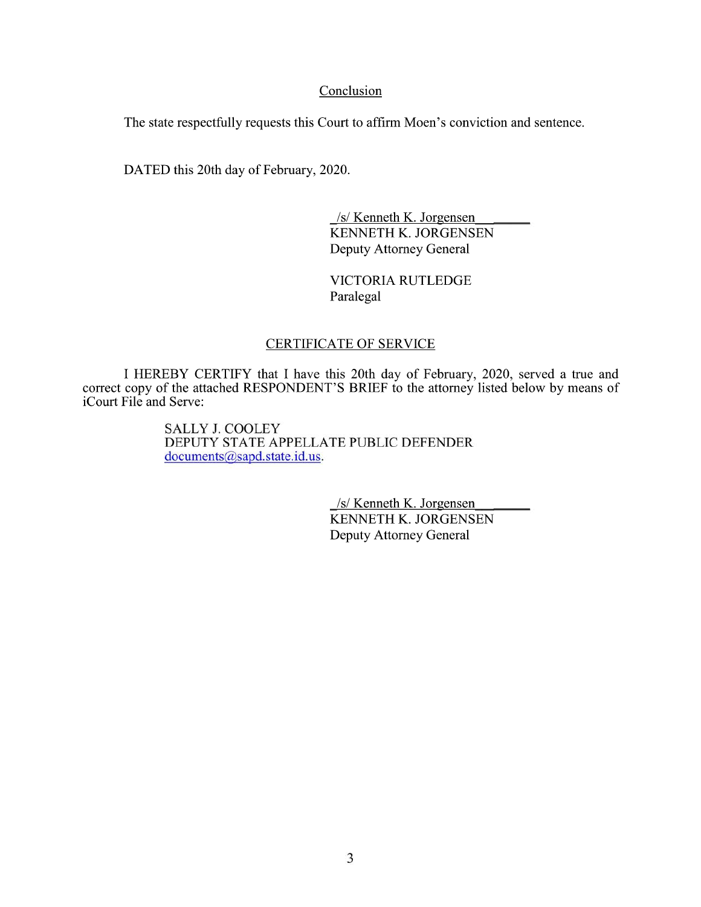## Conclusion

The state respectfully requests this Court to affirm Moen's conviction and sentence.

DATED this 20th day of February, 2020.

/s/ Kenneth K. Jorgensen
KENNETH K. JORGENSEN
Deputy Attorney General

VICTORIA RUTLEDGE
Paralegal

## CERTIFICATE OF SERVICE

I HEREBY CERTIFY that I have this 20th day of February, 2020, served a true and correct copy of the attached RESPONDENT'S BRIEF to the attorney listed below by means of iCourt File and Serve:

SALLY J. COOLEY
DEPUTY STATE APPELLATE PUBLIC DEFENDER
documents@sapd.state.id.us.

/s/ Kenneth K. Jorgensen
KENNETH K. JORGENSEN
Deputy Attorney General